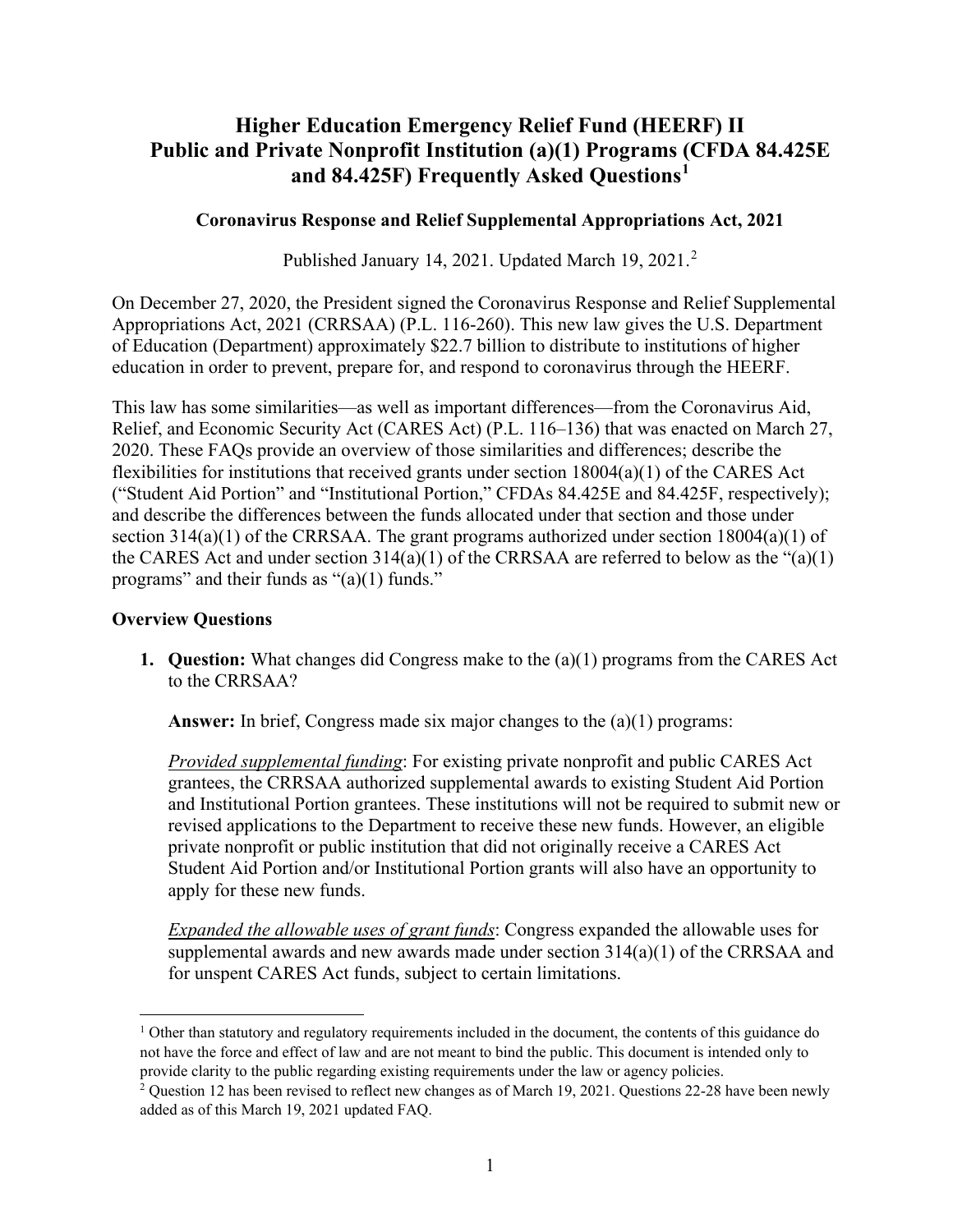# Higher Education Emergency Relief Fund (HEERF) II Public and Private Nonprofit Institution (a)(1) Programs (CFDA 84.425E and 84.425F) Frequently Asked Questions[1]

### Coronavirus Response and Relief Supplemental Appropriations Act, 2021

Published January 14, 2021. Updated March 19, 2021.[2]

On December 27, 2020, the President signed the Coronavirus Response and Relief Supplemental Appropriations Act, 2021 (CRRSAA) (P.L. 116-260). This new law gives the U.S. Department of Education (Department) approximately $22.7 billion to distribute to institutions of higher education in order to prevent, prepare for, and respond to coronavirus through the HEERF.

This law has some similarities—as well as important differences—from the Coronavirus Aid, Relief, and Economic Security Act (CARES Act) (P.L. 116–136) that was enacted on March 27, 2020. These FAQs provide an overview of those similarities and differences; describe the flexibilities for institutions that received grants under section 18004(a)(1) of the CARES Act ("Student Aid Portion" and "Institutional Portion," CFDAs 84.425E and 84.425F, respectively); and describe the differences between the funds allocated under that section and those under section 314(a)(1) of the CRRSAA. The grant programs authorized under section 18004(a)(1) of the CARES Act and under section 314(a)(1) of the CRRSAA are referred to below as the "(a)(1) programs" and their funds as "(a)(1) funds."

### Overview Questions

1. **Question:** What changes did Congress make to the (a)(1) programs from the CARES Act to the CRRSAA?

   **Answer:** In brief, Congress made six major changes to the (a)(1) programs:

   *Provided supplemental funding*: For existing private nonprofit and public CARES Act grantees, the CRRSAA authorized supplemental awards to existing Student Aid Portion and Institutional Portion grantees. These institutions will not be required to submit new or revised applications to the Department to receive these new funds. However, an eligible private nonprofit or public institution that did not originally receive a CARES Act Student Aid Portion and/or Institutional Portion grants will also have an opportunity to apply for these new funds.

   *Expanded the allowable uses of grant funds*: Congress expanded the allowable uses for supplemental awards and new awards made under section 314(a)(1) of the CRRSAA and for unspent CARES Act funds, subject to certain limitations.

---

[1] Other than statutory and regulatory requirements included in the document, the contents of this guidance do not have the force and effect of law and are not meant to bind the public. This document is intended only to provide clarity to the public regarding existing requirements under the law or agency policies.

[2] Question 12 has been revised to reflect new changes as of March 19, 2021. Questions 22-28 have been newly added as of this March 19, 2021 updated FAQ.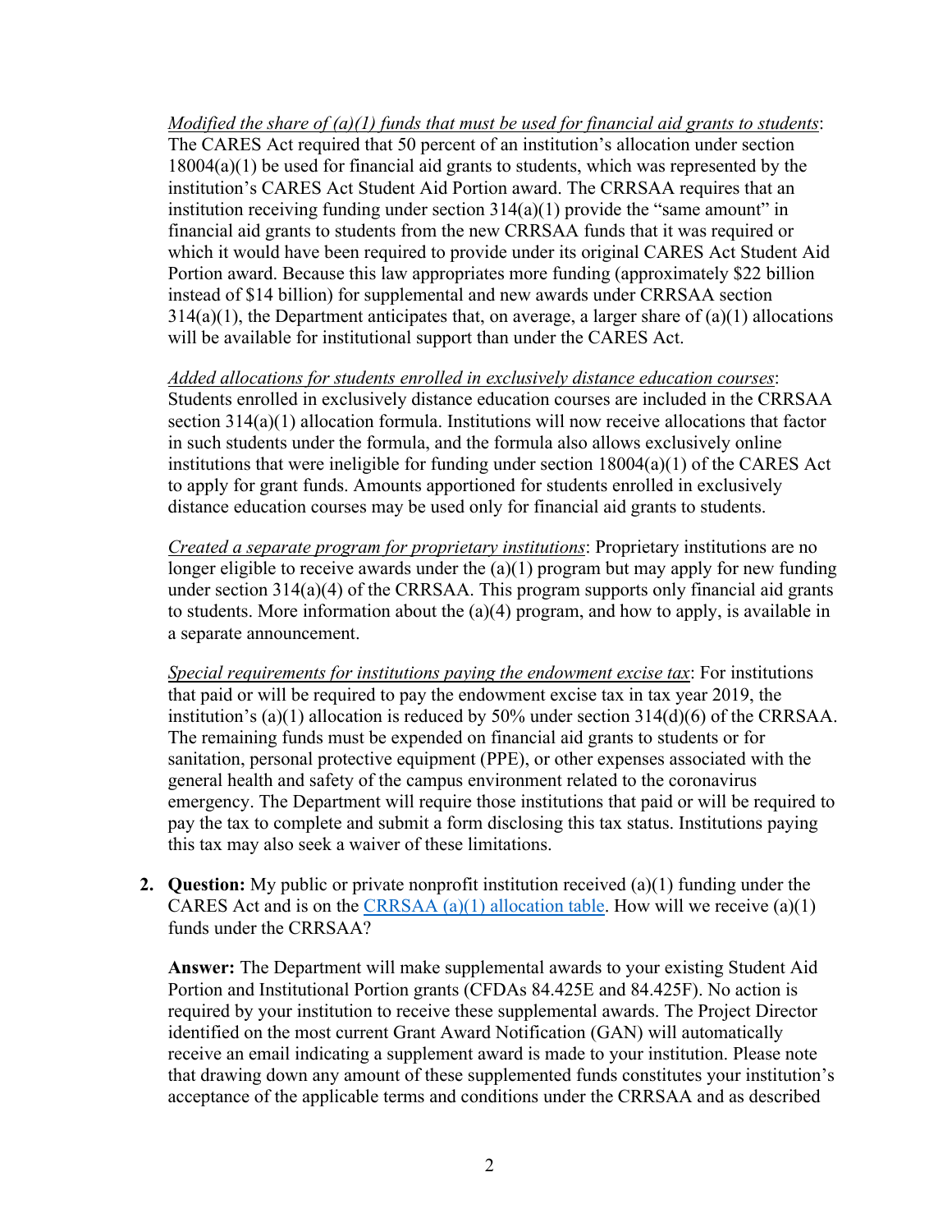<u>Modified the share of (a)(1) funds that must be used for financial aid grants to students</u>: The CARES Act required that 50 percent of an institution's allocation under section 18004(a)(1) be used for financial aid grants to students, which was represented by the institution's CARES Act Student Aid Portion award. The CRRSAA requires that an institution receiving funding under section 314(a)(1) provide the "same amount" in financial aid grants to students from the new CRRSAA funds that it was required or which it would have been required to provide under its original CARES Act Student Aid Portion award. Because this law appropriates more funding (approximately $22 billion instead of $14 billion) for supplemental and new awards under CRRSAA section 314(a)(1), the Department anticipates that, on average, a larger share of (a)(1) allocations will be available for institutional support than under the CARES Act.

<u>Added allocations for students enrolled in exclusively distance education courses</u>: Students enrolled in exclusively distance education courses are included in the CRRSAA section 314(a)(1) allocation formula. Institutions will now receive allocations that factor in such students under the formula, and the formula also allows exclusively online institutions that were ineligible for funding under section 18004(a)(1) of the CARES Act to apply for grant funds. Amounts apportioned for students enrolled in exclusively distance education courses may be used only for financial aid grants to students.

<u>Created a separate program for proprietary institutions</u>: Proprietary institutions are no longer eligible to receive awards under the (a)(1) program but may apply for new funding under section 314(a)(4) of the CRRSAA. This program supports only financial aid grants to students. More information about the (a)(4) program, and how to apply, is available in a separate announcement.

<u>Special requirements for institutions paying the endowment excise tax</u>: For institutions that paid or will be required to pay the endowment excise tax in tax year 2019, the institution's (a)(1) allocation is reduced by 50% under section 314(d)(6) of the CRRSAA. The remaining funds must be expended on financial aid grants to students or for sanitation, personal protective equipment (PPE), or other expenses associated with the general health and safety of the campus environment related to the coronavirus emergency. The Department will require those institutions that paid or will be required to pay the tax to complete and submit a form disclosing this tax status. Institutions paying this tax may also seek a waiver of these limitations.

2. **Question:** My public or private nonprofit institution received (a)(1) funding under the CARES Act and is on the CRRSAA (a)(1) allocation table. How will we receive (a)(1) funds under the CRRSAA?

   **Answer:** The Department will make supplemental awards to your existing Student Aid Portion and Institutional Portion grants (CFDAs 84.425E and 84.425F). No action is required by your institution to receive these supplemental awards. The Project Director identified on the most current Grant Award Notification (GAN) will automatically receive an email indicating a supplement award is made to your institution. Please note that drawing down any amount of these supplemented funds constitutes your institution's acceptance of the applicable terms and conditions under the CRRSAA and as described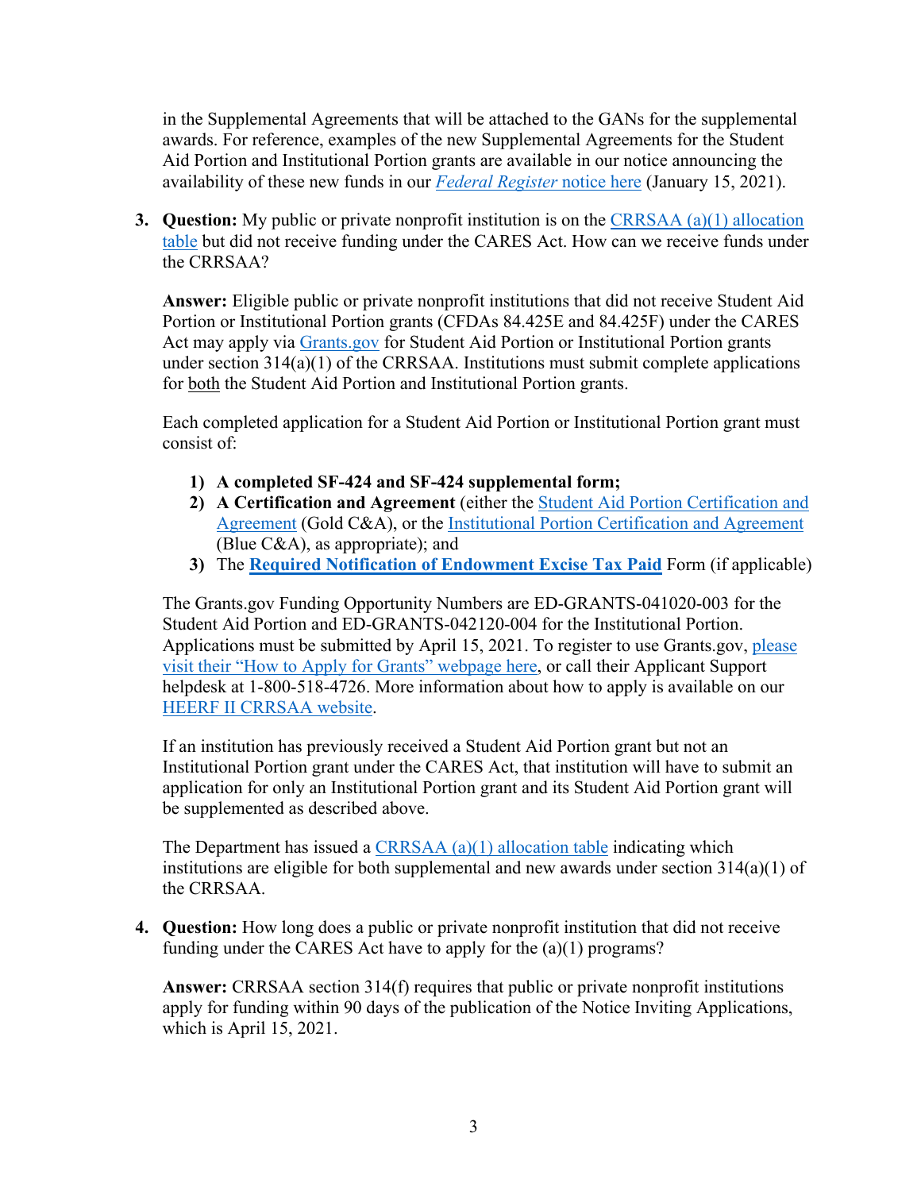in the Supplemental Agreements that will be attached to the GANs for the supplemental awards. For reference, examples of the new Supplemental Agreements for the Student Aid Portion and Institutional Portion grants are available in our notice announcing the availability of these new funds in our [*Federal Register* notice here]() (January 15, 2021).

3. **Question:** My public or private nonprofit institution is on the [CRRSAA (a)(1) allocation table]() but did not receive funding under the CARES Act. How can we receive funds under the CRRSAA?

   **Answer:** Eligible public or private nonprofit institutions that did not receive Student Aid Portion or Institutional Portion grants (CFDAs 84.425E and 84.425F) under the CARES Act may apply via [Grants.gov]() for Student Aid Portion or Institutional Portion grants under section 314(a)(1) of the CRRSAA. Institutions must submit complete applications for both the Student Aid Portion and Institutional Portion grants.

   Each completed application for a Student Aid Portion or Institutional Portion grant must consist of:

   1) **A completed SF-424 and SF-424 supplemental form;**
   2) **A Certification and Agreement** (either the [Student Aid Portion Certification and Agreement]() (Gold C&A), or the [Institutional Portion Certification and Agreement]() (Blue C&A), as appropriate); and
   3) The [**Required Notification of Endowment Excise Tax Paid**]() Form (if applicable)

   The Grants.gov Funding Opportunity Numbers are ED-GRANTS-041020-003 for the Student Aid Portion and ED-GRANTS-042120-004 for the Institutional Portion. Applications must be submitted by April 15, 2021. To register to use Grants.gov, [please visit their "How to Apply for Grants" webpage here](), or call their Applicant Support helpdesk at 1-800-518-4726. More information about how to apply is available on our [HEERF II CRRSAA website]().

   If an institution has previously received a Student Aid Portion grant but not an Institutional Portion grant under the CARES Act, that institution will have to submit an application for only an Institutional Portion grant and its Student Aid Portion grant will be supplemented as described above.

   The Department has issued a [CRRSAA (a)(1) allocation table]() indicating which institutions are eligible for both supplemental and new awards under section 314(a)(1) of the CRRSAA.

4. **Question:** How long does a public or private nonprofit institution that did not receive funding under the CARES Act have to apply for the (a)(1) programs?

   **Answer:** CRRSAA section 314(f) requires that public or private nonprofit institutions apply for funding within 90 days of the publication of the Notice Inviting Applications, which is April 15, 2021.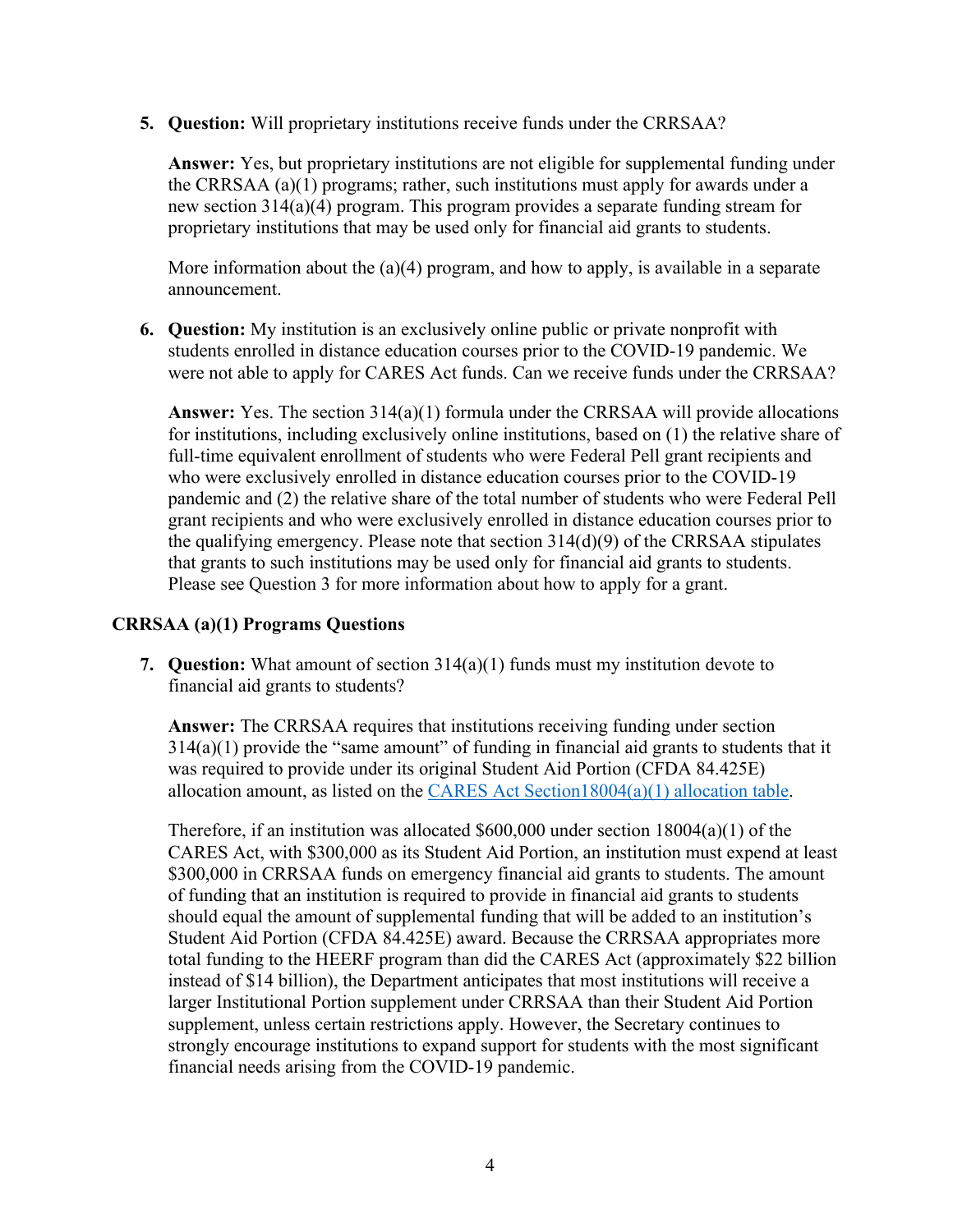5. **Question:** Will proprietary institutions receive funds under the CRRSAA?

   **Answer:** Yes, but proprietary institutions are not eligible for supplemental funding under the CRRSAA (a)(1) programs; rather, such institutions must apply for awards under a new section 314(a)(4) program. This program provides a separate funding stream for proprietary institutions that may be used only for financial aid grants to students.

   More information about the (a)(4) program, and how to apply, is available in a separate announcement.

6. **Question:** My institution is an exclusively online public or private nonprofit with students enrolled in distance education courses prior to the COVID-19 pandemic. We were not able to apply for CARES Act funds. Can we receive funds under the CRRSAA?

   **Answer:** Yes. The section 314(a)(1) formula under the CRRSAA will provide allocations for institutions, including exclusively online institutions, based on (1) the relative share of full-time equivalent enrollment of students who were Federal Pell grant recipients and who were exclusively enrolled in distance education courses prior to the COVID-19 pandemic and (2) the relative share of the total number of students who were Federal Pell grant recipients and who were exclusively enrolled in distance education courses prior to the qualifying emergency. Please note that section 314(d)(9) of the CRRSAA stipulates that grants to such institutions may be used only for financial aid grants to students. Please see Question 3 for more information about how to apply for a grant.

### CRRSAA (a)(1) Programs Questions

7. **Question:** What amount of section 314(a)(1) funds must my institution devote to financial aid grants to students?

   **Answer:** The CRRSAA requires that institutions receiving funding under section 314(a)(1) provide the "same amount" of funding in financial aid grants to students that it was required to provide under its original Student Aid Portion (CFDA 84.425E) allocation amount, as listed on the [CARES Act Section18004(a)(1) allocation table](#).

   Therefore, if an institution was allocated $600,000 under section 18004(a)(1) of the CARES Act, with $300,000 as its Student Aid Portion, an institution must expend at least $300,000 in CRRSAA funds on emergency financial aid grants to students. The amount of funding that an institution is required to provide in financial aid grants to students should equal the amount of supplemental funding that will be added to an institution's Student Aid Portion (CFDA 84.425E) award. Because the CRRSAA appropriates more total funding to the HEERF program than did the CARES Act (approximately $22 billion instead of $14 billion), the Department anticipates that most institutions will receive a larger Institutional Portion supplement under CRRSAA than their Student Aid Portion supplement, unless certain restrictions apply. However, the Secretary continues to strongly encourage institutions to expand support for students with the most significant financial needs arising from the COVID-19 pandemic.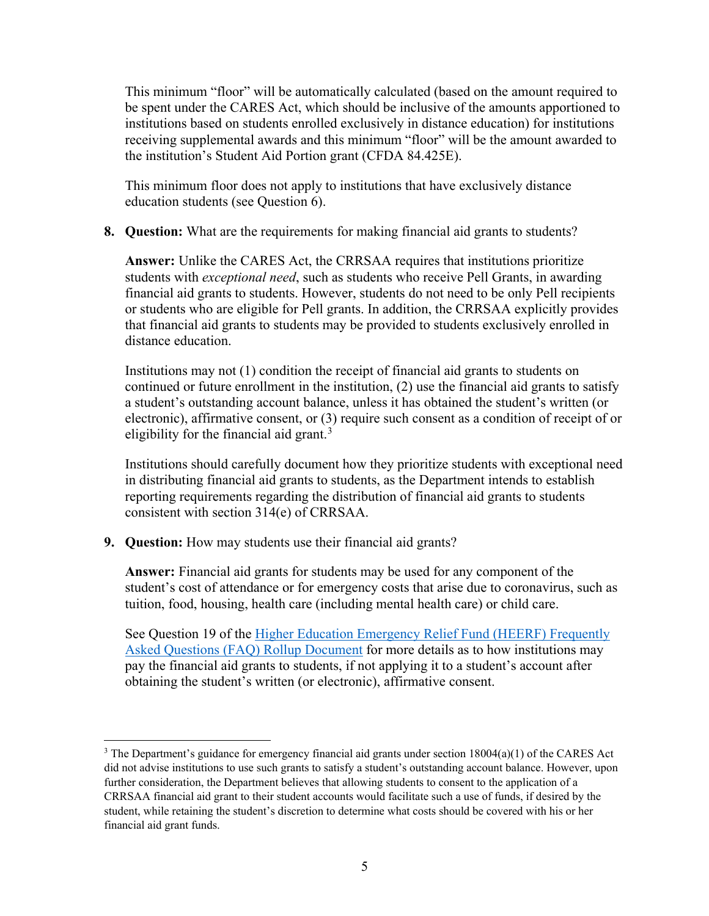This minimum "floor" will be automatically calculated (based on the amount required to be spent under the CARES Act, which should be inclusive of the amounts apportioned to institutions based on students enrolled exclusively in distance education) for institutions receiving supplemental awards and this minimum "floor" will be the amount awarded to the institution's Student Aid Portion grant (CFDA 84.425E).

This minimum floor does not apply to institutions that have exclusively distance education students (see Question 6).

8. **Question:** What are the requirements for making financial aid grants to students?

   **Answer:** Unlike the CARES Act, the CRRSAA requires that institutions prioritize students with *exceptional need*, such as students who receive Pell Grants, in awarding financial aid grants to students. However, students do not need to be only Pell recipients or students who are eligible for Pell grants. In addition, the CRRSAA explicitly provides that financial aid grants to students may be provided to students exclusively enrolled in distance education.

   Institutions may not (1) condition the receipt of financial aid grants to students on continued or future enrollment in the institution, (2) use the financial aid grants to satisfy a student's outstanding account balance, unless it has obtained the student's written (or electronic), affirmative consent, or (3) require such consent as a condition of receipt of or eligibility for the financial aid grant.[3]

   Institutions should carefully document how they prioritize students with exceptional need in distributing financial aid grants to students, as the Department intends to establish reporting requirements regarding the distribution of financial aid grants to students consistent with section 314(e) of CRRSAA.

9. **Question:** How may students use their financial aid grants?

   **Answer:** Financial aid grants for students may be used for any component of the student's cost of attendance or for emergency costs that arise due to coronavirus, such as tuition, food, housing, health care (including mental health care) or child care.

   See Question 19 of the [Higher Education Emergency Relief Fund (HEERF) Frequently Asked Questions (FAQ) Rollup Document]() for more details as to how institutions may pay the financial aid grants to students, if not applying it to a student's account after obtaining the student's written (or electronic), affirmative consent.

---

[3] The Department's guidance for emergency financial aid grants under section 18004(a)(1) of the CARES Act did not advise institutions to use such grants to satisfy a student's outstanding account balance. However, upon further consideration, the Department believes that allowing students to consent to the application of a CRRSAA financial aid grant to their student accounts would facilitate such a use of funds, if desired by the student, while retaining the student's discretion to determine what costs should be covered with his or her financial aid grant funds.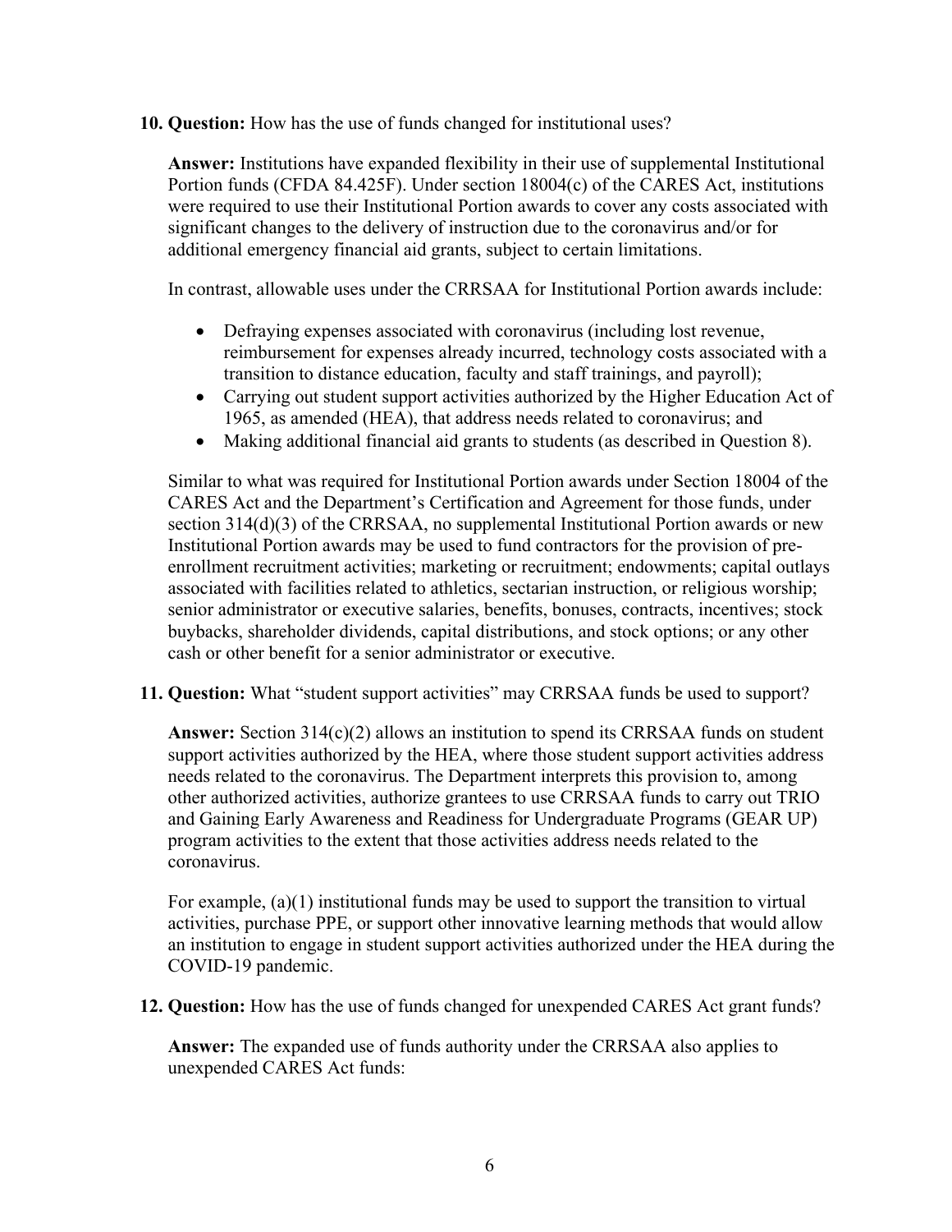10. **Question:** How has the use of funds changed for institutional uses?

    **Answer:** Institutions have expanded flexibility in their use of supplemental Institutional Portion funds (CFDA 84.425F). Under section 18004(c) of the CARES Act, institutions were required to use their Institutional Portion awards to cover any costs associated with significant changes to the delivery of instruction due to the coronavirus and/or for additional emergency financial aid grants, subject to certain limitations.

    In contrast, allowable uses under the CRRSAA for Institutional Portion awards include:

    - Defraying expenses associated with coronavirus (including lost revenue, reimbursement for expenses already incurred, technology costs associated with a transition to distance education, faculty and staff trainings, and payroll);
    - Carrying out student support activities authorized by the Higher Education Act of 1965, as amended (HEA), that address needs related to coronavirus; and
    - Making additional financial aid grants to students (as described in Question 8).

    Similar to what was required for Institutional Portion awards under Section 18004 of the CARES Act and the Department's Certification and Agreement for those funds, under section 314(d)(3) of the CRRSAA, no supplemental Institutional Portion awards or new Institutional Portion awards may be used to fund contractors for the provision of pre-enrollment recruitment activities; marketing or recruitment; endowments; capital outlays associated with facilities related to athletics, sectarian instruction, or religious worship; senior administrator or executive salaries, benefits, bonuses, contracts, incentives; stock buybacks, shareholder dividends, capital distributions, and stock options; or any other cash or other benefit for a senior administrator or executive.

11. **Question:** What "student support activities" may CRRSAA funds be used to support?

    **Answer:** Section 314(c)(2) allows an institution to spend its CRRSAA funds on student support activities authorized by the HEA, where those student support activities address needs related to the coronavirus. The Department interprets this provision to, among other authorized activities, authorize grantees to use CRRSAA funds to carry out TRIO and Gaining Early Awareness and Readiness for Undergraduate Programs (GEAR UP) program activities to the extent that those activities address needs related to the coronavirus.

    For example, (a)(1) institutional funds may be used to support the transition to virtual activities, purchase PPE, or support other innovative learning methods that would allow an institution to engage in student support activities authorized under the HEA during the COVID-19 pandemic.

12. **Question:** How has the use of funds changed for unexpended CARES Act grant funds?

    **Answer:** The expanded use of funds authority under the CRRSAA also applies to unexpended CARES Act funds: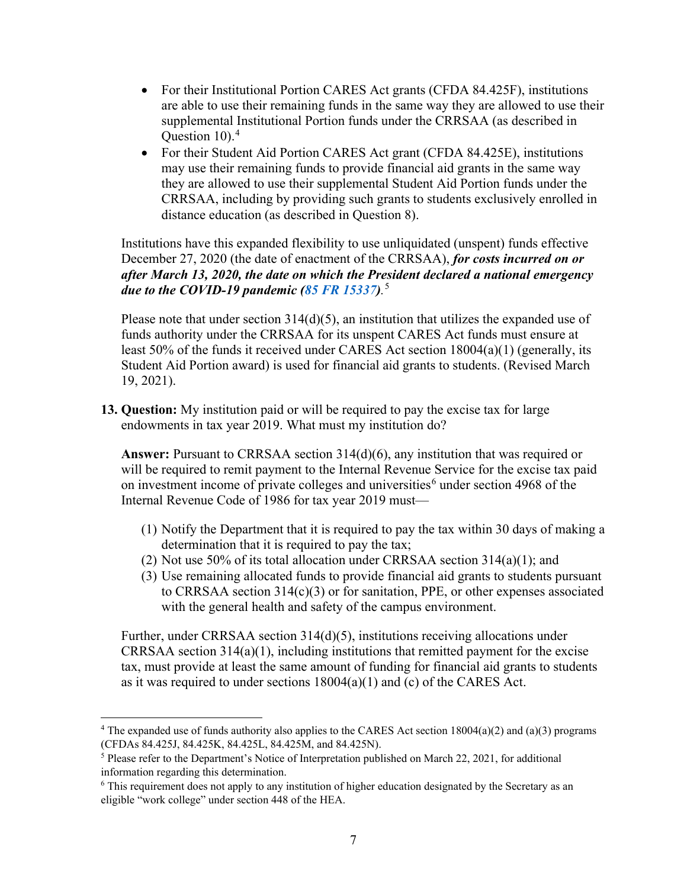- For their Institutional Portion CARES Act grants (CFDA 84.425F), institutions are able to use their remaining funds in the same way they are allowed to use their supplemental Institutional Portion funds under the CRRSAA (as described in Question 10).[4]
- For their Student Aid Portion CARES Act grant (CFDA 84.425E), institutions may use their remaining funds to provide financial aid grants in the same way they are allowed to use their supplemental Student Aid Portion funds under the CRRSAA, including by providing such grants to students exclusively enrolled in distance education (as described in Question 8).

Institutions have this expanded flexibility to use unliquidated (unspent) funds effective December 27, 2020 (the date of enactment of the CRRSAA), ***for costs incurred on or after March 13, 2020, the date on which the President declared a national emergency due to the COVID-19 pandemic (85 FR 15337)***.[5]

Please note that under section 314(d)(5), an institution that utilizes the expanded use of funds authority under the CRRSAA for its unspent CARES Act funds must ensure at least 50% of the funds it received under CARES Act section 18004(a)(1) (generally, its Student Aid Portion award) is used for financial aid grants to students. (Revised March 19, 2021).

13. **Question:** My institution paid or will be required to pay the excise tax for large endowments in tax year 2019. What must my institution do?

    **Answer:** Pursuant to CRRSAA section 314(d)(6), any institution that was required or will be required to remit payment to the Internal Revenue Service for the excise tax paid on investment income of private colleges and universities[6] under section 4968 of the Internal Revenue Code of 1986 for tax year 2019 must—

    (1) Notify the Department that it is required to pay the tax within 30 days of making a determination that it is required to pay the tax;
    (2) Not use 50% of its total allocation under CRRSAA section 314(a)(1); and
    (3) Use remaining allocated funds to provide financial aid grants to students pursuant to CRRSAA section 314(c)(3) or for sanitation, PPE, or other expenses associated with the general health and safety of the campus environment.

    Further, under CRRSAA section 314(d)(5), institutions receiving allocations under CRRSAA section 314(a)(1), including institutions that remitted payment for the excise tax, must provide at least the same amount of funding for financial aid grants to students as it was required to under sections 18004(a)(1) and (c) of the CARES Act.

---

[4] The expanded use of funds authority also applies to the CARES Act section 18004(a)(2) and (a)(3) programs (CFDAs 84.425J, 84.425K, 84.425L, 84.425M, and 84.425N).

[5] Please refer to the Department's Notice of Interpretation published on March 22, 2021, for additional information regarding this determination.

[6] This requirement does not apply to any institution of higher education designated by the Secretary as an eligible "work college" under section 448 of the HEA.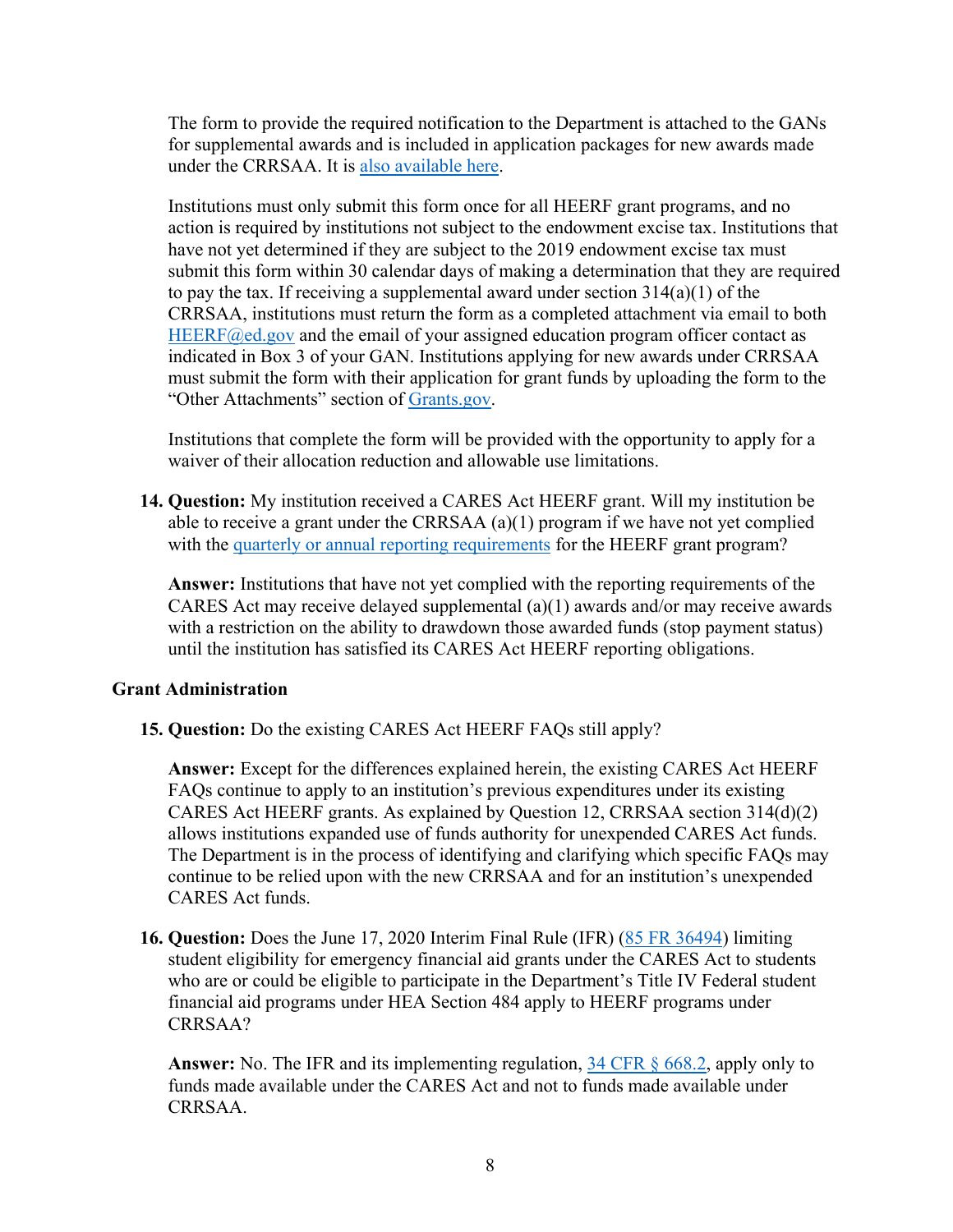The form to provide the required notification to the Department is attached to the GANs for supplemental awards and is included in application packages for new awards made under the CRRSAA. It is [also available here](#).

Institutions must only submit this form once for all HEERF grant programs, and no action is required by institutions not subject to the endowment excise tax. Institutions that have not yet determined if they are subject to the 2019 endowment excise tax must submit this form within 30 calendar days of making a determination that they are required to pay the tax. If receiving a supplemental award under section 314(a)(1) of the CRRSAA, institutions must return the form as a completed attachment via email to both [HEERF@ed.gov](mailto:HEERF@ed.gov) and the email of your assigned education program officer contact as indicated in Box 3 of your GAN. Institutions applying for new awards under CRRSAA must submit the form with their application for grant funds by uploading the form to the "Other Attachments" section of [Grants.gov](#).

Institutions that complete the form will be provided with the opportunity to apply for a waiver of their allocation reduction and allowable use limitations.

14. **Question:** My institution received a CARES Act HEERF grant. Will my institution be able to receive a grant under the CRRSAA (a)(1) program if we have not yet complied with the [quarterly or annual reporting requirements](#) for the HEERF grant program?

    **Answer:** Institutions that have not yet complied with the reporting requirements of the CARES Act may receive delayed supplemental (a)(1) awards and/or may receive awards with a restriction on the ability to drawdown those awarded funds (stop payment status) until the institution has satisfied its CARES Act HEERF reporting obligations.

**Grant Administration**

15. **Question:** Do the existing CARES Act HEERF FAQs still apply?

    **Answer:** Except for the differences explained herein, the existing CARES Act HEERF FAQs continue to apply to an institution's previous expenditures under its existing CARES Act HEERF grants. As explained by Question 12, CRRSAA section 314(d)(2) allows institutions expanded use of funds authority for unexpended CARES Act funds. The Department is in the process of identifying and clarifying which specific FAQs may continue to be relied upon with the new CRRSAA and for an institution's unexpended CARES Act funds.

16. **Question:** Does the June 17, 2020 Interim Final Rule (IFR) ([85 FR 36494](#)) limiting student eligibility for emergency financial aid grants under the CARES Act to students who are or could be eligible to participate in the Department's Title IV Federal student financial aid programs under HEA Section 484 apply to HEERF programs under CRRSAA?

    **Answer:** No. The IFR and its implementing regulation, [34 CFR § 668.2](#), apply only to funds made available under the CARES Act and not to funds made available under CRRSAA.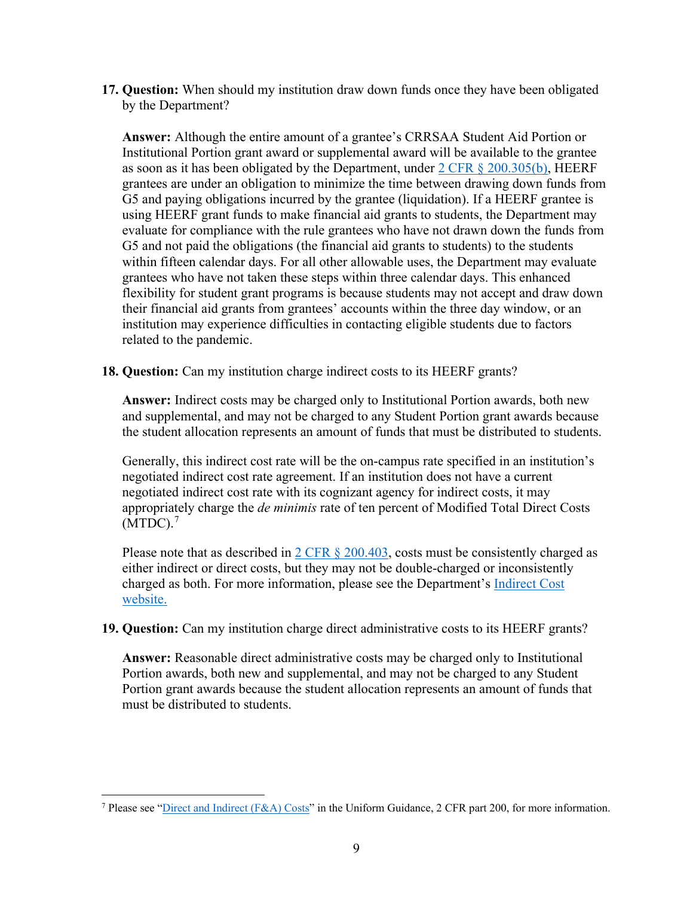17. **Question:** When should my institution draw down funds once they have been obligated by the Department?

    **Answer:** Although the entire amount of a grantee's CRRSAA Student Aid Portion or Institutional Portion grant award or supplemental award will be available to the grantee as soon as it has been obligated by the Department, under [2 CFR § 200.305(b)](), HEERF grantees are under an obligation to minimize the time between drawing down funds from G5 and paying obligations incurred by the grantee (liquidation). If a HEERF grantee is using HEERF grant funds to make financial aid grants to students, the Department may evaluate for compliance with the rule grantees who have not drawn down the funds from G5 and not paid the obligations (the financial aid grants to students) to the students within fifteen calendar days. For all other allowable uses, the Department may evaluate grantees who have not taken these steps within three calendar days. This enhanced flexibility for student grant programs is because students may not accept and draw down their financial aid grants from grantees' accounts within the three day window, or an institution may experience difficulties in contacting eligible students due to factors related to the pandemic.

18. **Question:** Can my institution charge indirect costs to its HEERF grants?

    **Answer:** Indirect costs may be charged only to Institutional Portion awards, both new and supplemental, and may not be charged to any Student Portion grant awards because the student allocation represents an amount of funds that must be distributed to students.

    Generally, this indirect cost rate will be the on-campus rate specified in an institution's negotiated indirect cost rate agreement. If an institution does not have a current negotiated indirect cost rate with its cognizant agency for indirect costs, it may appropriately charge the *de minimis* rate of ten percent of Modified Total Direct Costs (MTDC).[7]

    Please note that as described in [2 CFR § 200.403](), costs must be consistently charged as either indirect or direct costs, but they may not be double-charged or inconsistently charged as both. For more information, please see the Department's [Indirect Cost website.]()

19. **Question:** Can my institution charge direct administrative costs to its HEERF grants?

    **Answer:** Reasonable direct administrative costs may be charged only to Institutional Portion awards, both new and supplemental, and may not be charged to any Student Portion grant awards because the student allocation represents an amount of funds that must be distributed to students.

---

[7] Please see "[Direct and Indirect (F&A) Costs]()" in the Uniform Guidance, 2 CFR part 200, for more information.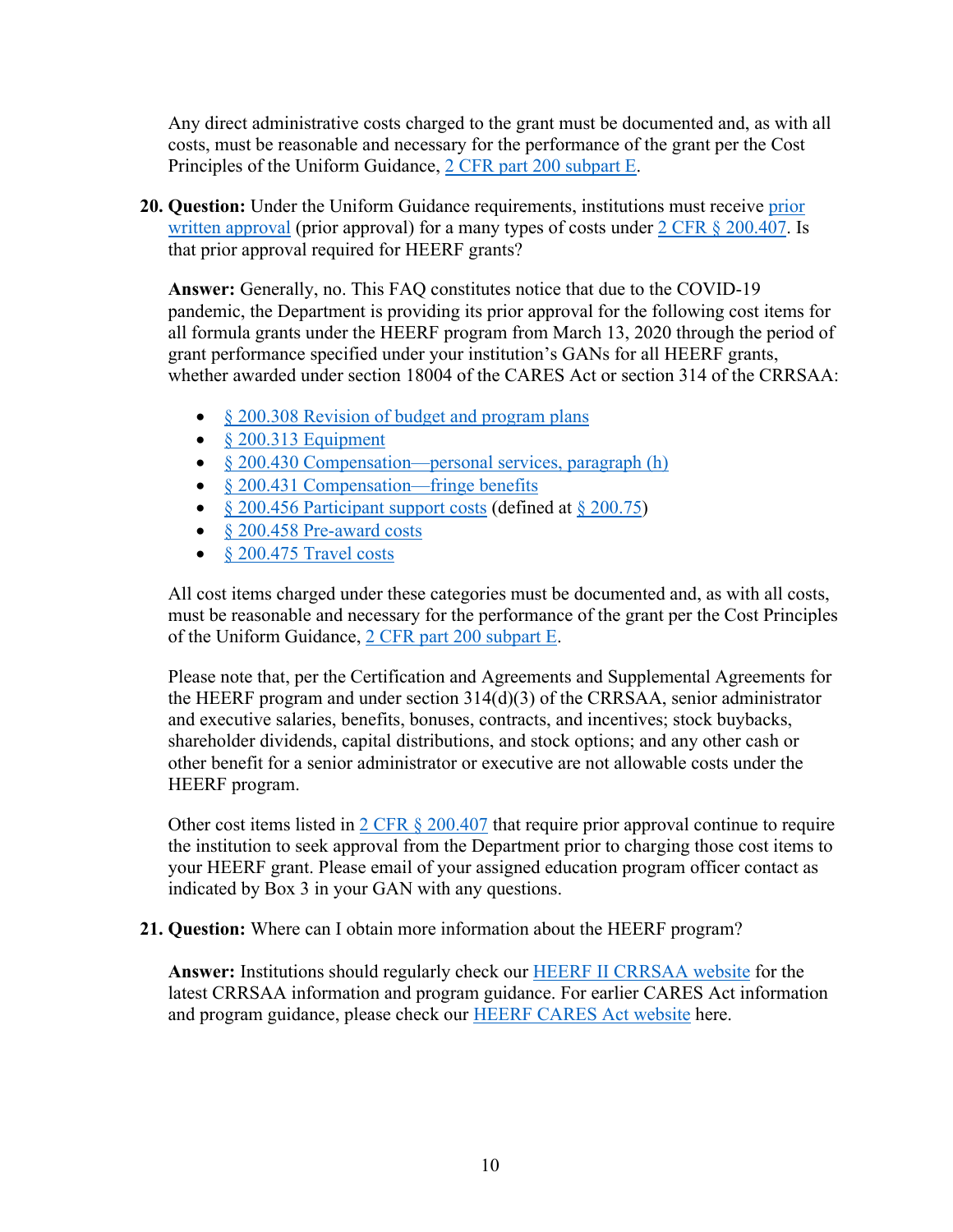Any direct administrative costs charged to the grant must be documented and, as with all costs, must be reasonable and necessary for the performance of the grant per the Cost Principles of the Uniform Guidance, [2 CFR part 200 subpart E](#).

20. **Question:** Under the Uniform Guidance requirements, institutions must receive [prior written approval](#) (prior approval) for a many types of costs under [2 CFR § 200.407](#). Is that prior approval required for HEERF grants?

    **Answer:** Generally, no. This FAQ constitutes notice that due to the COVID-19 pandemic, the Department is providing its prior approval for the following cost items for all formula grants under the HEERF program from March 13, 2020 through the period of grant performance specified under your institution's GANs for all HEERF grants, whether awarded under section 18004 of the CARES Act or section 314 of the CRRSAA:

    - [§ 200.308 Revision of budget and program plans](#)
    - [§ 200.313 Equipment](#)
    - [§ 200.430 Compensation—personal services, paragraph (h)](#)
    - [§ 200.431 Compensation—fringe benefits](#)
    - [§ 200.456 Participant support costs](#) (defined at [§ 200.75](#))
    - [§ 200.458 Pre-award costs](#)
    - [§ 200.475 Travel costs](#)

    All cost items charged under these categories must be documented and, as with all costs, must be reasonable and necessary for the performance of the grant per the Cost Principles of the Uniform Guidance, [2 CFR part 200 subpart E](#).

    Please note that, per the Certification and Agreements and Supplemental Agreements for the HEERF program and under section 314(d)(3) of the CRRSAA, senior administrator and executive salaries, benefits, bonuses, contracts, and incentives; stock buybacks, shareholder dividends, capital distributions, and stock options; and any other cash or other benefit for a senior administrator or executive are not allowable costs under the HEERF program.

    Other cost items listed in [2 CFR § 200.407](#) that require prior approval continue to require the institution to seek approval from the Department prior to charging those cost items to your HEERF grant. Please email of your assigned education program officer contact as indicated by Box 3 in your GAN with any questions.

21. **Question:** Where can I obtain more information about the HEERF program?

    **Answer:** Institutions should regularly check our [HEERF II CRRSAA website](#) for the latest CRRSAA information and program guidance. For earlier CARES Act information and program guidance, please check our [HEERF CARES Act website](#) here.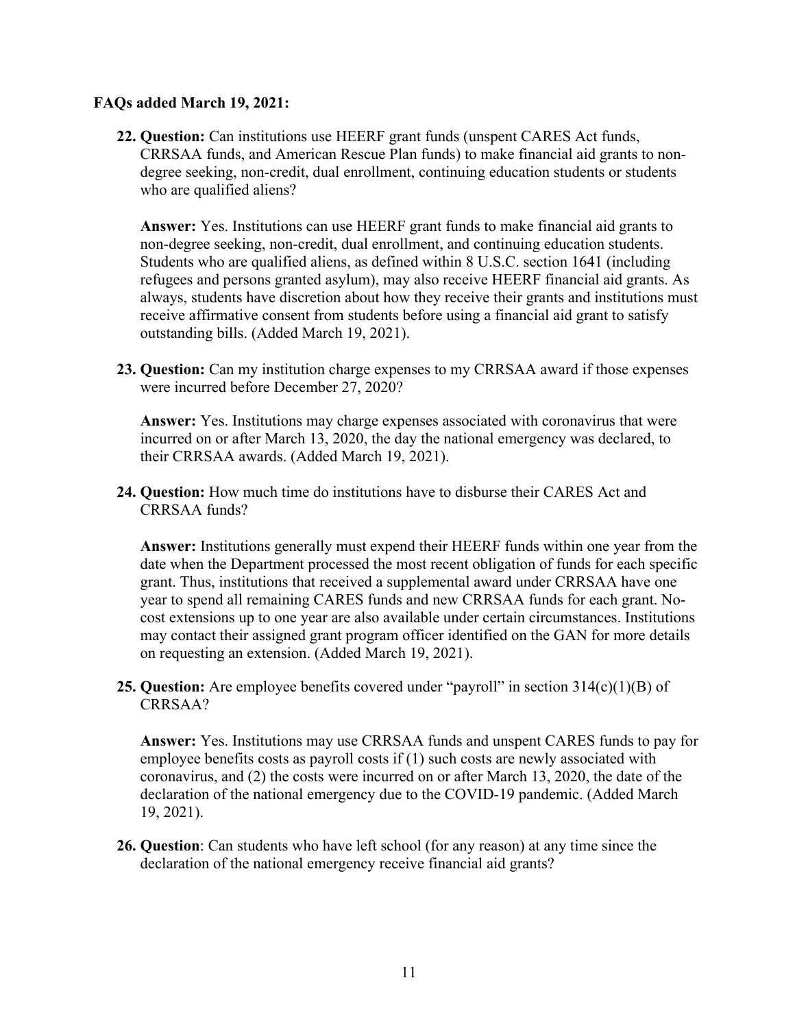**FAQs added March 19, 2021:**

22. **Question:** Can institutions use HEERF grant funds (unspent CARES Act funds, CRRSAA funds, and American Rescue Plan funds) to make financial aid grants to non-degree seeking, non-credit, dual enrollment, continuing education students or students who are qualified aliens?

    **Answer:** Yes. Institutions can use HEERF grant funds to make financial aid grants to non-degree seeking, non-credit, dual enrollment, and continuing education students. Students who are qualified aliens, as defined within 8 U.S.C. section 1641 (including refugees and persons granted asylum), may also receive HEERF financial aid grants. As always, students have discretion about how they receive their grants and institutions must receive affirmative consent from students before using a financial aid grant to satisfy outstanding bills. (Added March 19, 2021).

23. **Question:** Can my institution charge expenses to my CRRSAA award if those expenses were incurred before December 27, 2020?

    **Answer:** Yes. Institutions may charge expenses associated with coronavirus that were incurred on or after March 13, 2020, the day the national emergency was declared, to their CRRSAA awards. (Added March 19, 2021).

24. **Question:** How much time do institutions have to disburse their CARES Act and CRRSAA funds?

    **Answer:** Institutions generally must expend their HEERF funds within one year from the date when the Department processed the most recent obligation of funds for each specific grant. Thus, institutions that received a supplemental award under CRRSAA have one year to spend all remaining CARES funds and new CRRSAA funds for each grant. No-cost extensions up to one year are also available under certain circumstances. Institutions may contact their assigned grant program officer identified on the GAN for more details on requesting an extension. (Added March 19, 2021).

25. **Question:** Are employee benefits covered under "payroll" in section 314(c)(1)(B) of CRRSAA?

    **Answer:** Yes. Institutions may use CRRSAA funds and unspent CARES funds to pay for employee benefits costs as payroll costs if (1) such costs are newly associated with coronavirus, and (2) the costs were incurred on or after March 13, 2020, the date of the declaration of the national emergency due to the COVID-19 pandemic. (Added March 19, 2021).

26. **Question**: Can students who have left school (for any reason) at any time since the declaration of the national emergency receive financial aid grants?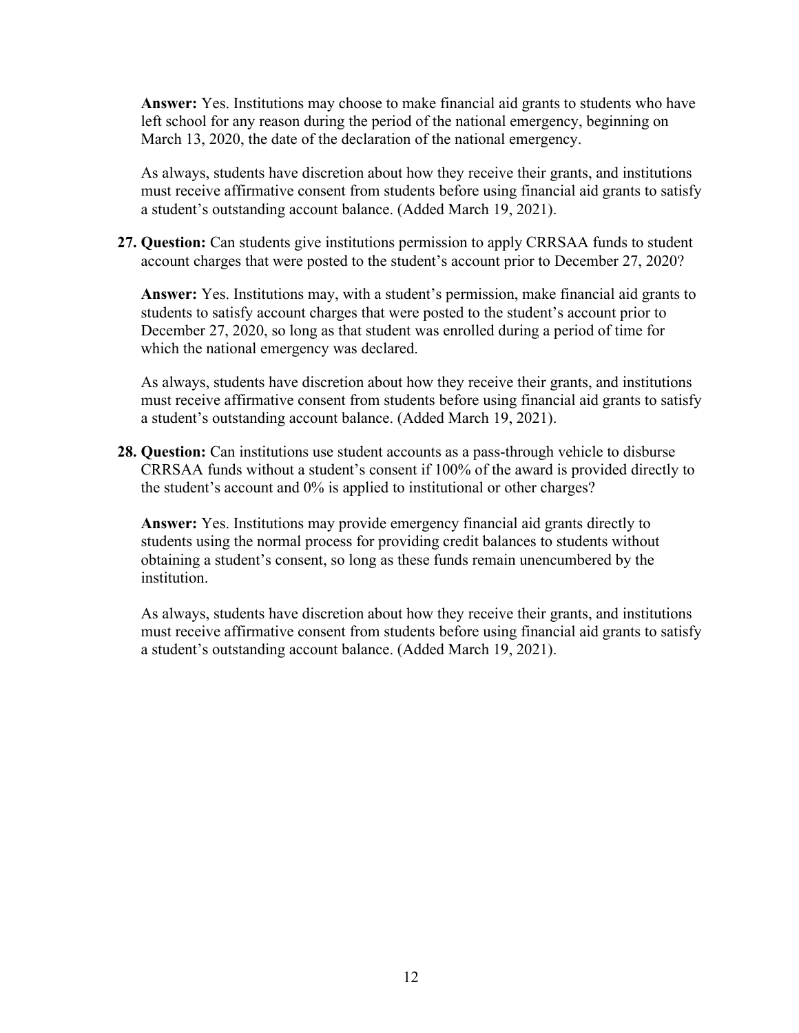**Answer:** Yes. Institutions may choose to make financial aid grants to students who have left school for any reason during the period of the national emergency, beginning on March 13, 2020, the date of the declaration of the national emergency.

As always, students have discretion about how they receive their grants, and institutions must receive affirmative consent from students before using financial aid grants to satisfy a student's outstanding account balance. (Added March 19, 2021).

27. **Question:** Can students give institutions permission to apply CRRSAA funds to student account charges that were posted to the student's account prior to December 27, 2020?

    **Answer:** Yes. Institutions may, with a student's permission, make financial aid grants to students to satisfy account charges that were posted to the student's account prior to December 27, 2020, so long as that student was enrolled during a period of time for which the national emergency was declared.

    As always, students have discretion about how they receive their grants, and institutions must receive affirmative consent from students before using financial aid grants to satisfy a student's outstanding account balance. (Added March 19, 2021).

28. **Question:** Can institutions use student accounts as a pass-through vehicle to disburse CRRSAA funds without a student's consent if 100% of the award is provided directly to the student's account and 0% is applied to institutional or other charges?

    **Answer:** Yes. Institutions may provide emergency financial aid grants directly to students using the normal process for providing credit balances to students without obtaining a student's consent, so long as these funds remain unencumbered by the institution.

    As always, students have discretion about how they receive their grants, and institutions must receive affirmative consent from students before using financial aid grants to satisfy a student's outstanding account balance. (Added March 19, 2021).